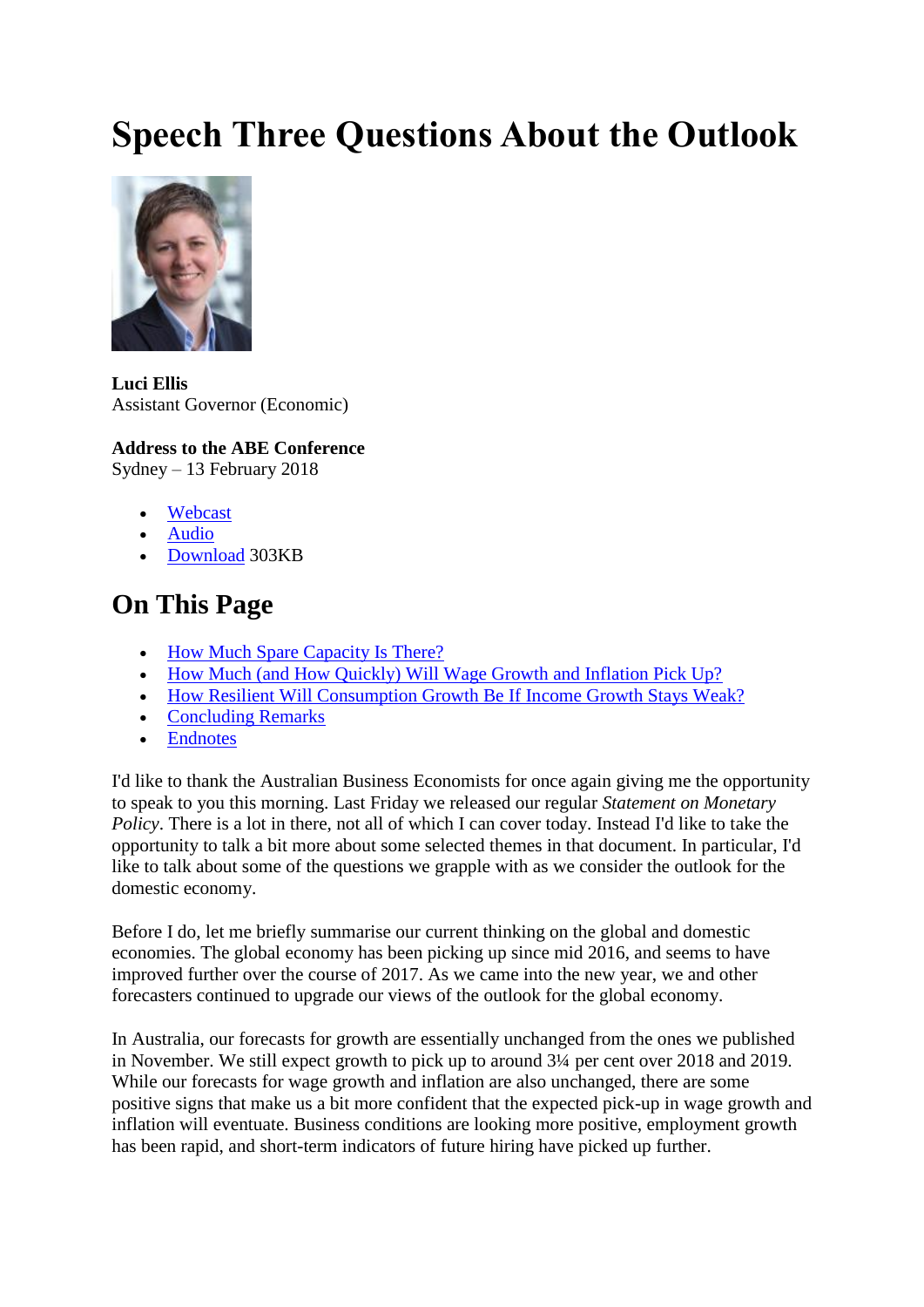# Speech Three Questions About the Outlook

**Luci Ellis**
Assistant Governor (Economic)

**Address to the ABE Conference**
Sydney – 13 February 2018

- Webcast
- Audio
- Download 303KB

## On This Page

- How Much Spare Capacity Is There?
- How Much (and How Quickly) Will Wage Growth and Inflation Pick Up?
- How Resilient Will Consumption Growth Be If Income Growth Stays Weak?
- Concluding Remarks
- Endnotes

I'd like to thank the Australian Business Economists for once again giving me the opportunity to speak to you this morning. Last Friday we released our regular *Statement on Monetary Policy*. There is a lot in there, not all of which I can cover today. Instead I'd like to take the opportunity to talk a bit more about some selected themes in that document. In particular, I'd like to talk about some of the questions we grapple with as we consider the outlook for the domestic economy.

Before I do, let me briefly summarise our current thinking on the global and domestic economies. The global economy has been picking up since mid 2016, and seems to have improved further over the course of 2017. As we came into the new year, we and other forecasters continued to upgrade our views of the outlook for the global economy.

In Australia, our forecasts for growth are essentially unchanged from the ones we published in November. We still expect growth to pick up to around 3¼ per cent over 2018 and 2019. While our forecasts for wage growth and inflation are also unchanged, there are some positive signs that make us a bit more confident that the expected pick-up in wage growth and inflation will eventuate. Business conditions are looking more positive, employment growth has been rapid, and short-term indicators of future hiring have picked up further.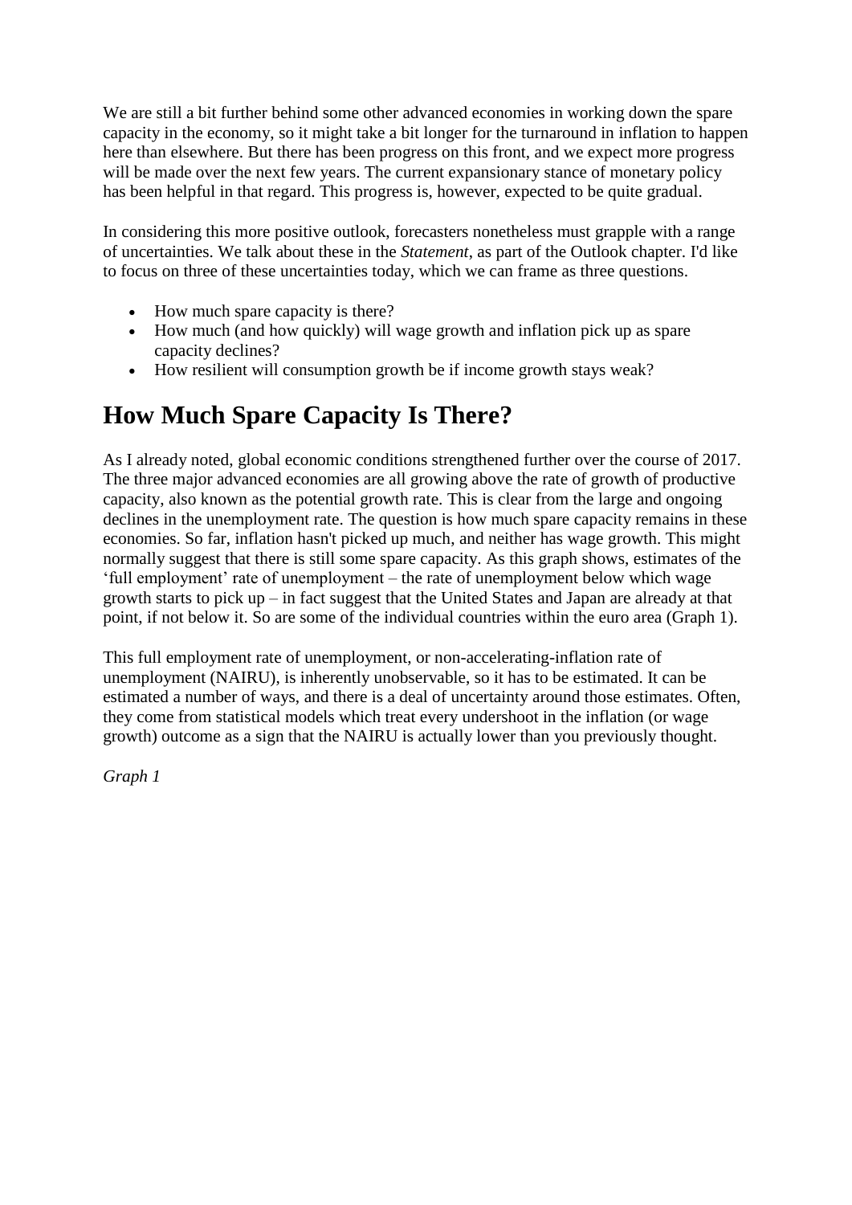We are still a bit further behind some other advanced economies in working down the spare capacity in the economy, so it might take a bit longer for the turnaround in inflation to happen here than elsewhere. But there has been progress on this front, and we expect more progress will be made over the next few years. The current expansionary stance of monetary policy has been helpful in that regard. This progress is, however, expected to be quite gradual.

In considering this more positive outlook, forecasters nonetheless must grapple with a range of uncertainties. We talk about these in the *Statement*, as part of the Outlook chapter. I'd like to focus on three of these uncertainties today, which we can frame as three questions.

- How much spare capacity is there?
- How much (and how quickly) will wage growth and inflation pick up as spare capacity declines?
- How resilient will consumption growth be if income growth stays weak?

## How Much Spare Capacity Is There?

As I already noted, global economic conditions strengthened further over the course of 2017. The three major advanced economies are all growing above the rate of growth of productive capacity, also known as the potential growth rate. This is clear from the large and ongoing declines in the unemployment rate. The question is how much spare capacity remains in these economies. So far, inflation hasn't picked up much, and neither has wage growth. This might normally suggest that there is still some spare capacity. As this graph shows, estimates of the 'full employment' rate of unemployment – the rate of unemployment below which wage growth starts to pick up – in fact suggest that the United States and Japan are already at that point, if not below it. So are some of the individual countries within the euro area (Graph 1).

This full employment rate of unemployment, or non-accelerating-inflation rate of unemployment (NAIRU), is inherently unobservable, so it has to be estimated. It can be estimated a number of ways, and there is a deal of uncertainty around those estimates. Often, they come from statistical models which treat every undershoot in the inflation (or wage growth) outcome as a sign that the NAIRU is actually lower than you previously thought.

*Graph 1*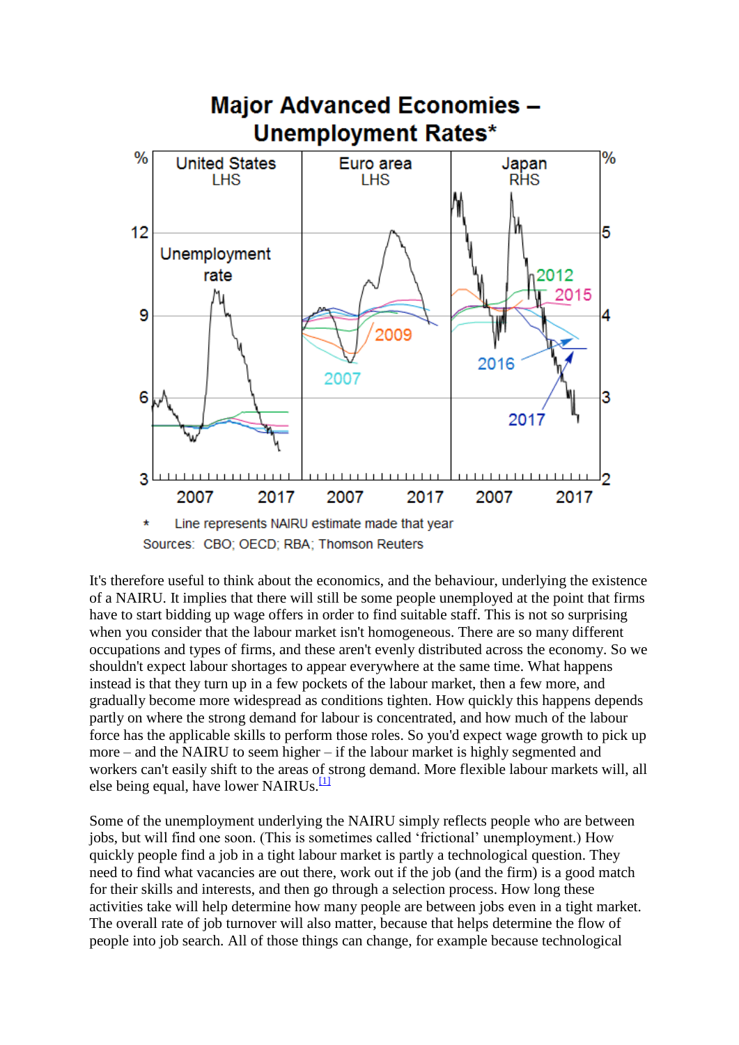**Major Advanced Economies – Unemployment Rates***

\* Line represents NAIRU estimate made that year

Sources: CBO; OECD; RBA; Thomson Reuters

It's therefore useful to think about the economics, and the behaviour, underlying the existence of a NAIRU. It implies that there will still be some people unemployed at the point that firms have to start bidding up wage offers in order to find suitable staff. This is not so surprising when you consider that the labour market isn't homogeneous. There are so many different occupations and types of firms, and these aren't evenly distributed across the economy. So we shouldn't expect labour shortages to appear everywhere at the same time. What happens instead is that they turn up in a few pockets of the labour market, then a few more, and gradually become more widespread as conditions tighten. How quickly this happens depends partly on where the strong demand for labour is concentrated, and how much of the labour force has the applicable skills to perform those roles. So you'd expect wage growth to pick up more – and the NAIRU to seem higher – if the labour market is highly segmented and workers can't easily shift to the areas of strong demand. More flexible labour markets will, all else being equal, have lower NAIRUs.[1]

Some of the unemployment underlying the NAIRU simply reflects people who are between jobs, but will find one soon. (This is sometimes called 'frictional' unemployment.) How quickly people find a job in a tight labour market is partly a technological question. They need to find what vacancies are out there, work out if the job (and the firm) is a good match for their skills and interests, and then go through a selection process. How long these activities take will help determine how many people are between jobs even in a tight market. The overall rate of job turnover will also matter, because that helps determine the flow of people into job search. All of those things can change, for example because technological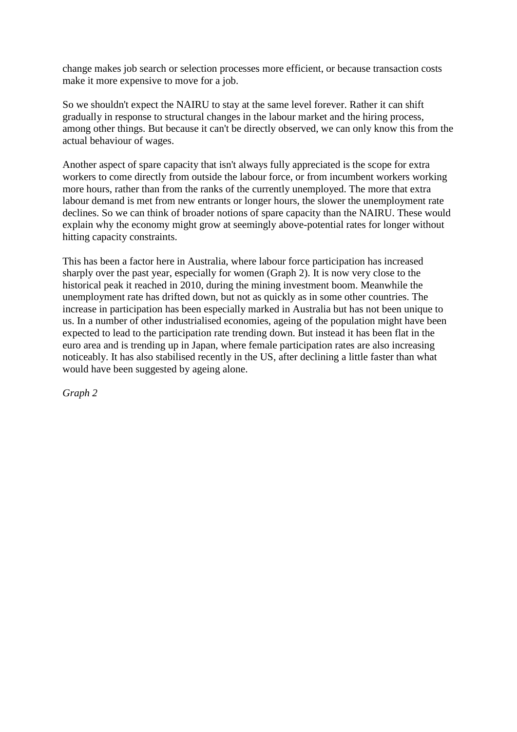change makes job search or selection processes more efficient, or because transaction costs make it more expensive to move for a job.

So we shouldn't expect the NAIRU to stay at the same level forever. Rather it can shift gradually in response to structural changes in the labour market and the hiring process, among other things. But because it can't be directly observed, we can only know this from the actual behaviour of wages.

Another aspect of spare capacity that isn't always fully appreciated is the scope for extra workers to come directly from outside the labour force, or from incumbent workers working more hours, rather than from the ranks of the currently unemployed. The more that extra labour demand is met from new entrants or longer hours, the slower the unemployment rate declines. So we can think of broader notions of spare capacity than the NAIRU. These would explain why the economy might grow at seemingly above-potential rates for longer without hitting capacity constraints.

This has been a factor here in Australia, where labour force participation has increased sharply over the past year, especially for women (Graph 2). It is now very close to the historical peak it reached in 2010, during the mining investment boom. Meanwhile the unemployment rate has drifted down, but not as quickly as in some other countries. The increase in participation has been especially marked in Australia but has not been unique to us. In a number of other industrialised economies, ageing of the population might have been expected to lead to the participation rate trending down. But instead it has been flat in the euro area and is trending up in Japan, where female participation rates are also increasing noticeably. It has also stabilised recently in the US, after declining a little faster than what would have been suggested by ageing alone.

*Graph 2*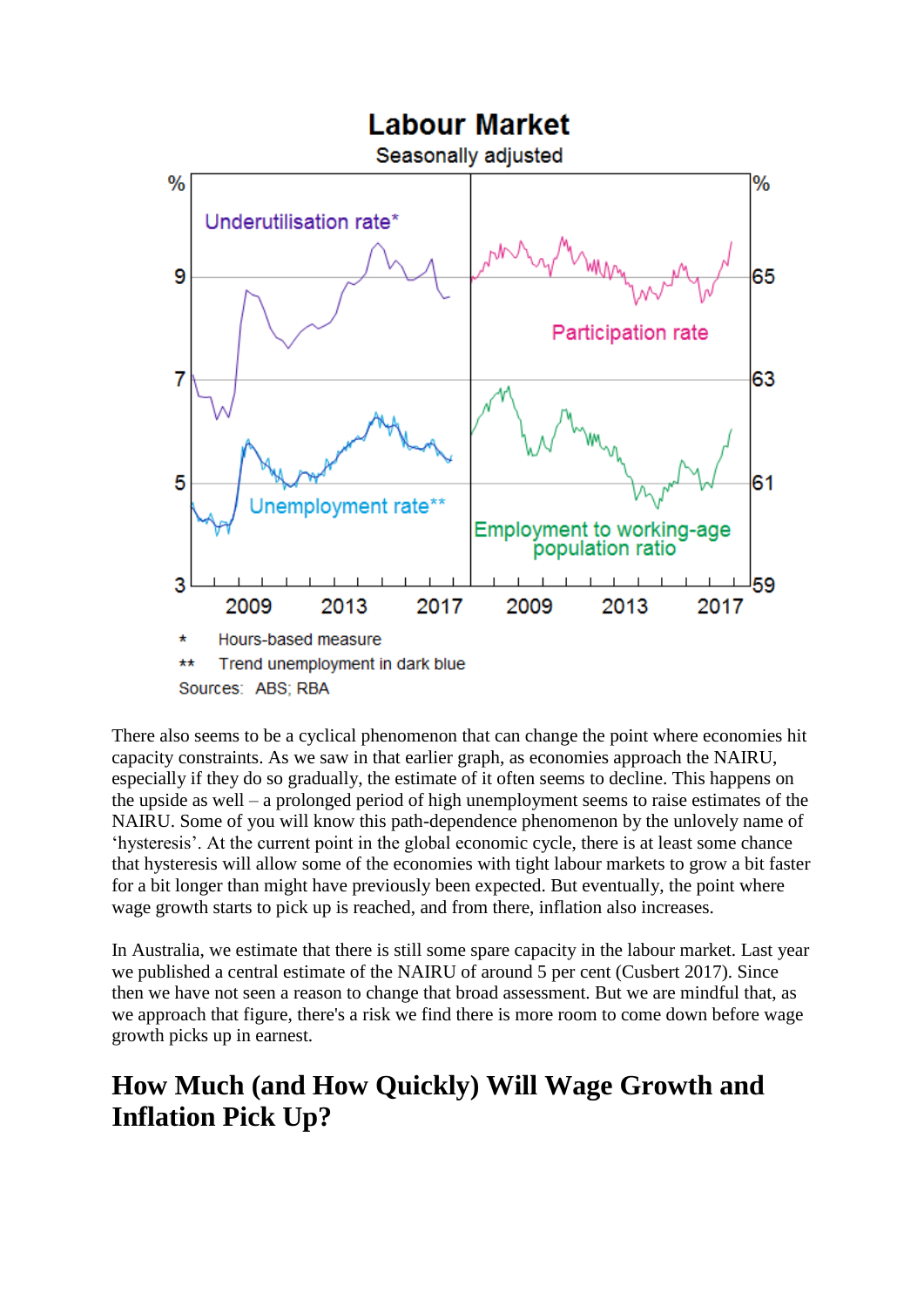**Labour Market**

Seasonally adjusted

\* Hours-based measure

\*\* Trend unemployment in dark blue

Sources: ABS; RBA

There also seems to be a cyclical phenomenon that can change the point where economies hit capacity constraints. As we saw in that earlier graph, as economies approach the NAIRU, especially if they do so gradually, the estimate of it often seems to decline. This happens on the upside as well – a prolonged period of high unemployment seems to raise estimates of the NAIRU. Some of you will know this path-dependence phenomenon by the unlovely name of 'hysteresis'. At the current point in the global economic cycle, there is at least some chance that hysteresis will allow some of the economies with tight labour markets to grow a bit faster for a bit longer than might have previously been expected. But eventually, the point where wage growth starts to pick up is reached, and from there, inflation also increases.

In Australia, we estimate that there is still some spare capacity in the labour market. Last year we published a central estimate of the NAIRU of around 5 per cent (Cusbert 2017). Since then we have not seen a reason to change that broad assessment. But we are mindful that, as we approach that figure, there's a risk we find there is more room to come down before wage growth picks up in earnest.

## How Much (and How Quickly) Will Wage Growth and Inflation Pick Up?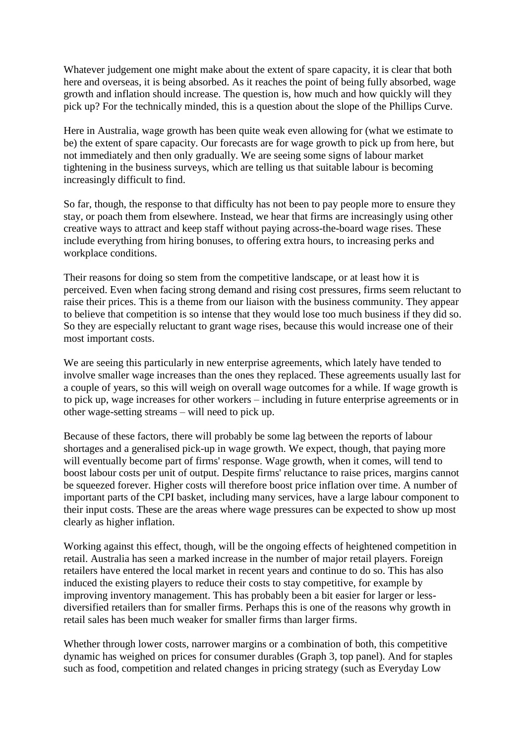Whatever judgement one might make about the extent of spare capacity, it is clear that both here and overseas, it is being absorbed. As it reaches the point of being fully absorbed, wage growth and inflation should increase. The question is, how much and how quickly will they pick up? For the technically minded, this is a question about the slope of the Phillips Curve.

Here in Australia, wage growth has been quite weak even allowing for (what we estimate to be) the extent of spare capacity. Our forecasts are for wage growth to pick up from here, but not immediately and then only gradually. We are seeing some signs of labour market tightening in the business surveys, which are telling us that suitable labour is becoming increasingly difficult to find.

So far, though, the response to that difficulty has not been to pay people more to ensure they stay, or poach them from elsewhere. Instead, we hear that firms are increasingly using other creative ways to attract and keep staff without paying across-the-board wage rises. These include everything from hiring bonuses, to offering extra hours, to increasing perks and workplace conditions.

Their reasons for doing so stem from the competitive landscape, or at least how it is perceived. Even when facing strong demand and rising cost pressures, firms seem reluctant to raise their prices. This is a theme from our liaison with the business community. They appear to believe that competition is so intense that they would lose too much business if they did so. So they are especially reluctant to grant wage rises, because this would increase one of their most important costs.

We are seeing this particularly in new enterprise agreements, which lately have tended to involve smaller wage increases than the ones they replaced. These agreements usually last for a couple of years, so this will weigh on overall wage outcomes for a while. If wage growth is to pick up, wage increases for other workers – including in future enterprise agreements or in other wage-setting streams – will need to pick up.

Because of these factors, there will probably be some lag between the reports of labour shortages and a generalised pick-up in wage growth. We expect, though, that paying more will eventually become part of firms' response. Wage growth, when it comes, will tend to boost labour costs per unit of output. Despite firms' reluctance to raise prices, margins cannot be squeezed forever. Higher costs will therefore boost price inflation over time. A number of important parts of the CPI basket, including many services, have a large labour component to their input costs. These are the areas where wage pressures can be expected to show up most clearly as higher inflation.

Working against this effect, though, will be the ongoing effects of heightened competition in retail. Australia has seen a marked increase in the number of major retail players. Foreign retailers have entered the local market in recent years and continue to do so. This has also induced the existing players to reduce their costs to stay competitive, for example by improving inventory management. This has probably been a bit easier for larger or less-diversified retailers than for smaller firms. Perhaps this is one of the reasons why growth in retail sales has been much weaker for smaller firms than larger firms.

Whether through lower costs, narrower margins or a combination of both, this competitive dynamic has weighed on prices for consumer durables (Graph 3, top panel). And for staples such as food, competition and related changes in pricing strategy (such as Everyday Low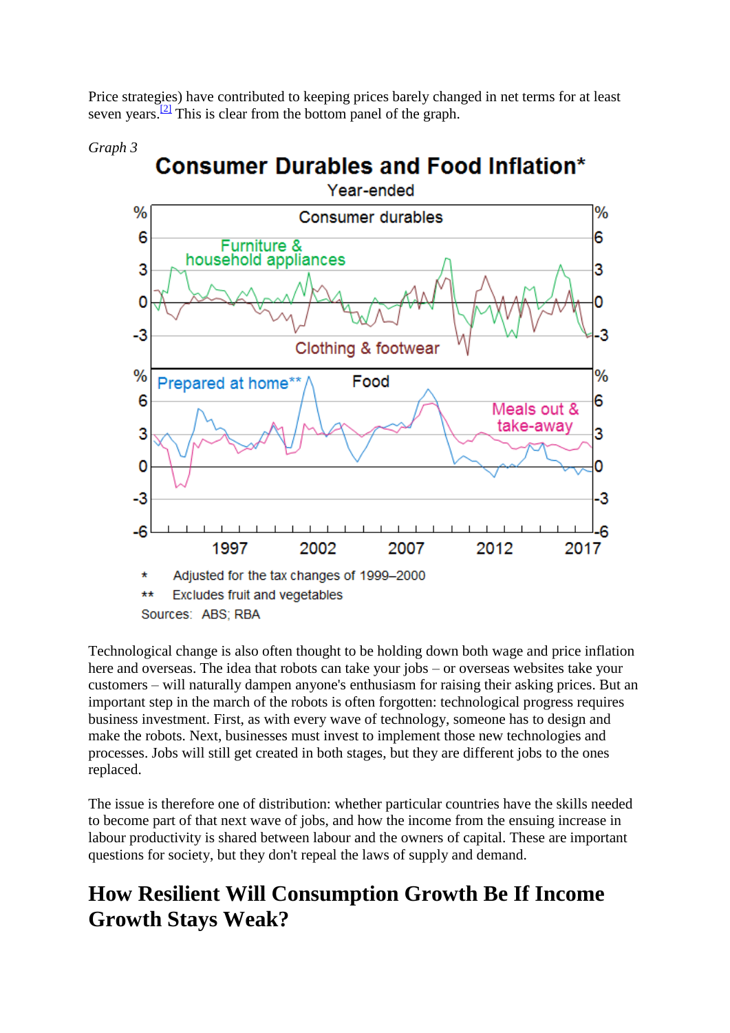Price strategies) have contributed to keeping prices barely changed in net terms for at least seven years.[2] This is clear from the bottom panel of the graph.

*Graph 3*

**Consumer Durables and Food Inflation***

Year-ended

\* Adjusted for the tax changes of 1999–2000

\*\* Excludes fruit and vegetables

Sources: ABS; RBA

Technological change is also often thought to be holding down both wage and price inflation here and overseas. The idea that robots can take your jobs – or overseas websites take your customers – will naturally dampen anyone's enthusiasm for raising their asking prices. But an important step in the march of the robots is often forgotten: technological progress requires business investment. First, as with every wave of technology, someone has to design and make the robots. Next, businesses must invest to implement those new technologies and processes. Jobs will still get created in both stages, but they are different jobs to the ones replaced.

The issue is therefore one of distribution: whether particular countries have the skills needed to become part of that next wave of jobs, and how the income from the ensuing increase in labour productivity is shared between labour and the owners of capital. These are important questions for society, but they don't repeal the laws of supply and demand.

## How Resilient Will Consumption Growth Be If Income Growth Stays Weak?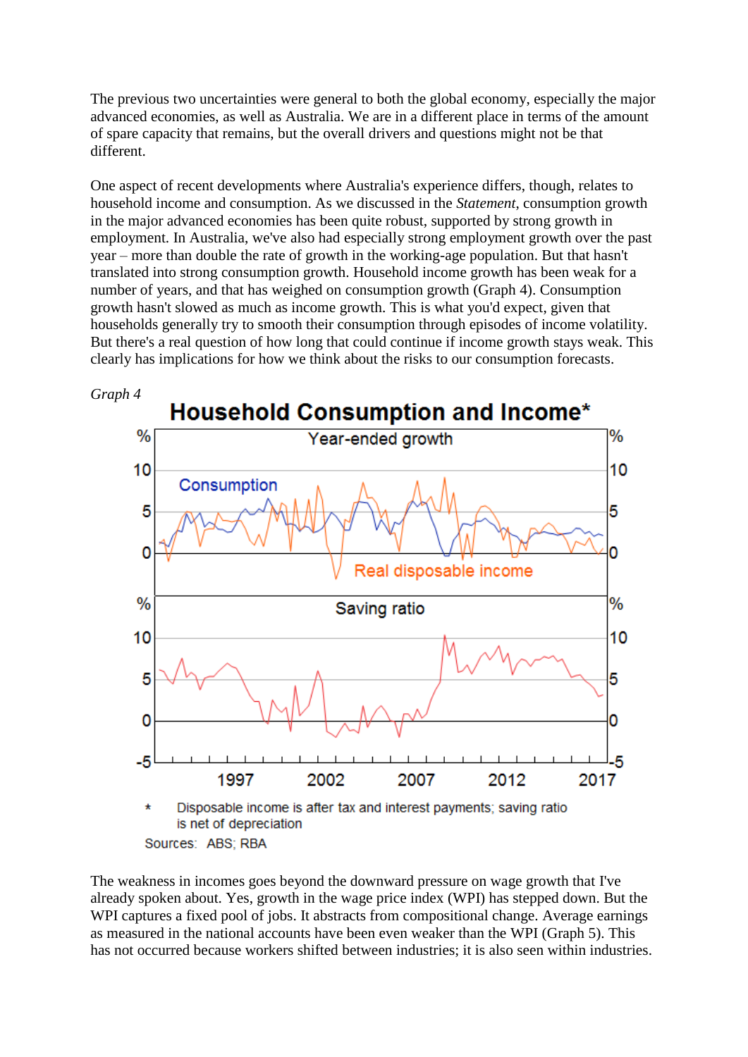The previous two uncertainties were general to both the global economy, especially the major advanced economies, as well as Australia. We are in a different place in terms of the amount of spare capacity that remains, but the overall drivers and questions might not be that different.

One aspect of recent developments where Australia's experience differs, though, relates to household income and consumption. As we discussed in the *Statement*, consumption growth in the major advanced economies has been quite robust, supported by strong growth in employment. In Australia, we've also had especially strong employment growth over the past year – more than double the rate of growth in the working-age population. But that hasn't translated into strong consumption growth. Household income growth has been weak for a number of years, and that has weighed on consumption growth (Graph 4). Consumption growth hasn't slowed as much as income growth. This is what you'd expect, given that households generally try to smooth their consumption through episodes of income volatility. But there's a real question of how long that could continue if income growth stays weak. This clearly has implications for how we think about the risks to our consumption forecasts.

*Graph 4*

**Household Consumption and Income***

\* Disposable income is after tax and interest payments; saving ratio is net of depreciation

Sources: ABS; RBA

The weakness in incomes goes beyond the downward pressure on wage growth that I've already spoken about. Yes, growth in the wage price index (WPI) has stepped down. But the WPI captures a fixed pool of jobs. It abstracts from compositional change. Average earnings as measured in the national accounts have been even weaker than the WPI (Graph 5). This has not occurred because workers shifted between industries; it is also seen within industries.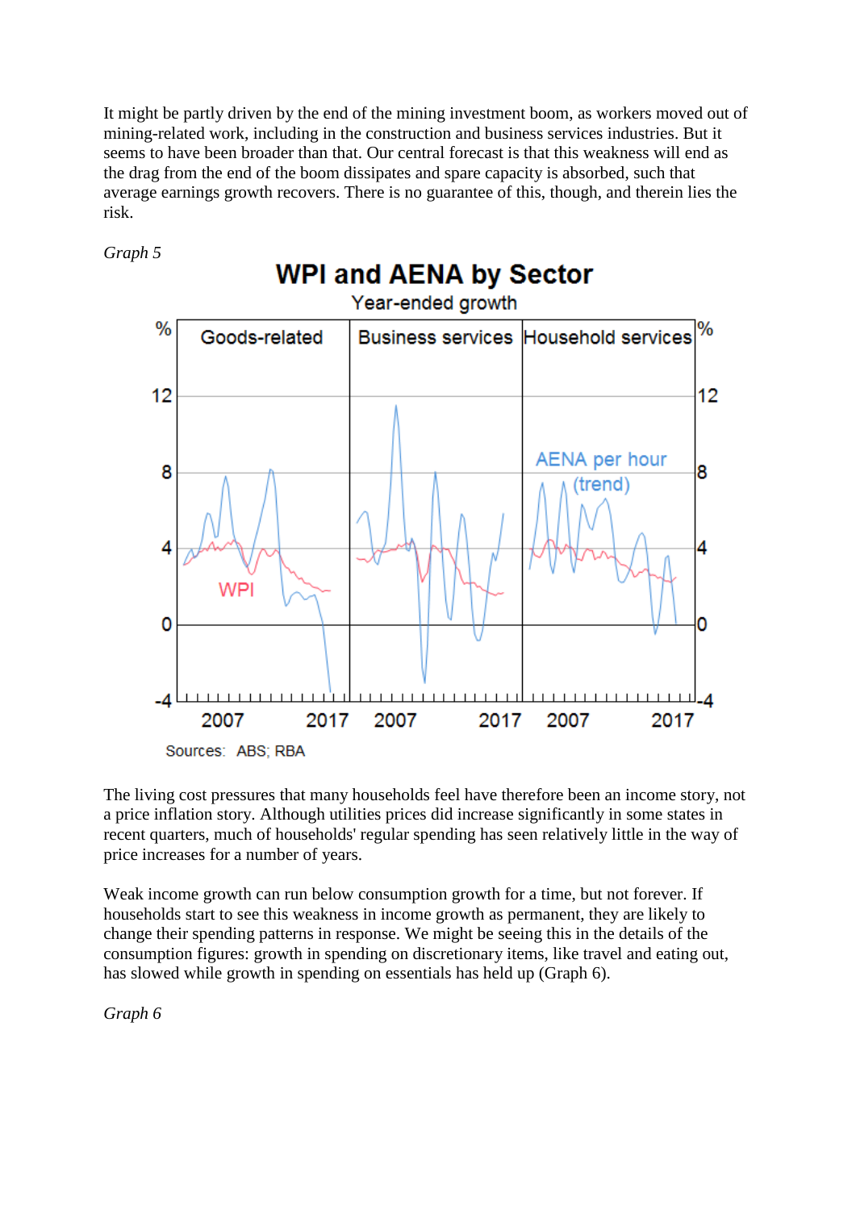It might be partly driven by the end of the mining investment boom, as workers moved out of mining-related work, including in the construction and business services industries. But it seems to have been broader than that. Our central forecast is that this weakness will end as the drag from the end of the boom dissipates and spare capacity is absorbed, such that average earnings growth recovers. There is no guarantee of this, though, and therein lies the risk.

*Graph 5*

**WPI and AENA by Sector**

Year-ended growth

Sources: ABS; RBA

The living cost pressures that many households feel have therefore been an income story, not a price inflation story. Although utilities prices did increase significantly in some states in recent quarters, much of households' regular spending has seen relatively little in the way of price increases for a number of years.

Weak income growth can run below consumption growth for a time, but not forever. If households start to see this weakness in income growth as permanent, they are likely to change their spending patterns in response. We might be seeing this in the details of the consumption figures: growth in spending on discretionary items, like travel and eating out, has slowed while growth in spending on essentials has held up (Graph 6).

*Graph 6*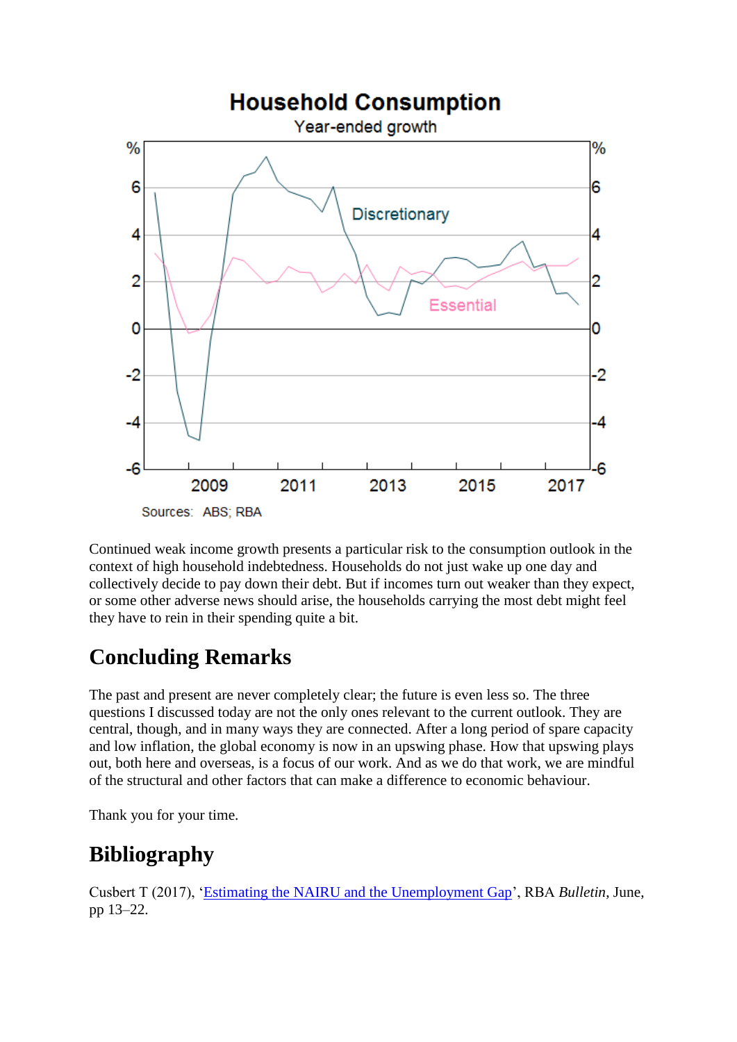Household Consumption
Year-ended growth

Sources: ABS; RBA

Continued weak income growth presents a particular risk to the consumption outlook in the context of high household indebtedness. Households do not just wake up one day and collectively decide to pay down their debt. But if incomes turn out weaker than they expect, or some other adverse news should arise, the households carrying the most debt might feel they have to rein in their spending quite a bit.

## Concluding Remarks

The past and present are never completely clear; the future is even less so. The three questions I discussed today are not the only ones relevant to the current outlook. They are central, though, and in many ways they are connected. After a long period of spare capacity and low inflation, the global economy is now in an upswing phase. How that upswing plays out, both here and overseas, is a focus of our work. And as we do that work, we are mindful of the structural and other factors that can make a difference to economic behaviour.

Thank you for your time.

## Bibliography

Cusbert T (2017), 'Estimating the NAIRU and the Unemployment Gap', RBA *Bulletin*, June, pp 13–22.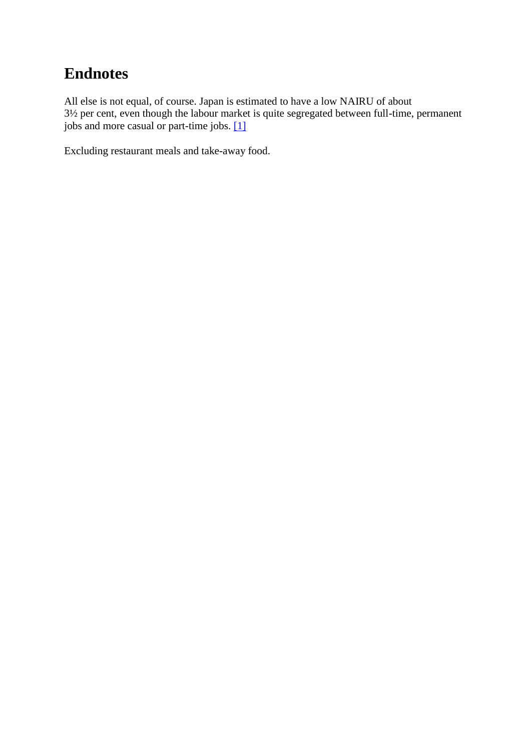# Endnotes

All else is not equal, of course. Japan is estimated to have a low NAIRU of about 3½ per cent, even though the labour market is quite segregated between full-time, permanent jobs and more casual or part-time jobs. [1]

Excluding restaurant meals and take-away food.